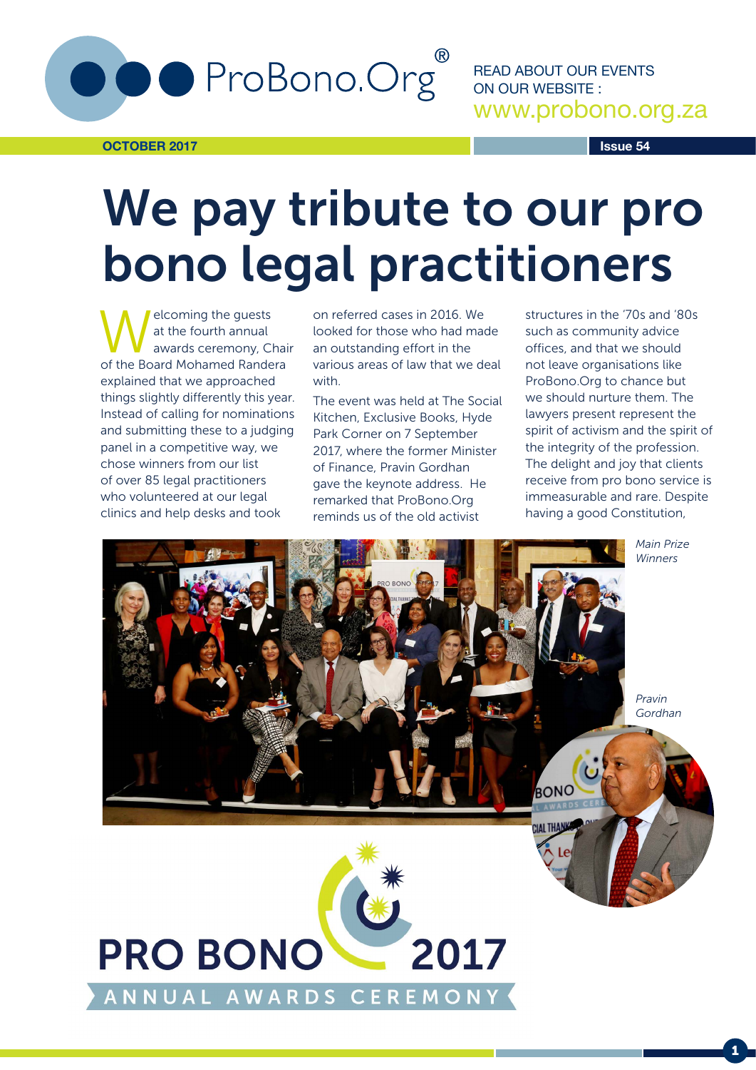ProBono.Org®

READ ABOUT OUR EVENTS ON OUR WEBSITE : www.probono.org.za

**OCTOBER 2017** **Issue 54**

# We pay tribute to our pro bono legal practitioners

Welcoming the guests at the fourth annual awards ceremony, Chair of the Board Mohamed Randera explained that we approached things slightly differently this year. Instead of calling for nominations and submitting these to a judging panel in a competitive way, we chose winners from our list of over 85 legal practitioners who volunteered at our legal clinics and help desks and took on referred cases in 2016. We looked for those who had made an outstanding effort in the various areas of law that we deal with.

The event was held at The Social Kitchen, Exclusive Books, Hyde Park Corner on 7 September 2017, where the former Minister of Finance, Pravin Gordhan gave the keynote address. He remarked that ProBono.Org reminds us of the old activist structures in the '70s and '80s such as community advice offices, and that we should not leave organisations like ProBono.Org to chance but we should nurture them. The lawyers present represent the spirit of activism and the spirit of the integrity of the profession. The delight and joy that clients receive from pro bono service is immeasurable and rare. Despite having a good Constitution,

*Main Prize Winners*

*Pravin Gordhan*

**PRO BONO 2017**
**ANNUAL AWARDS CEREMONY**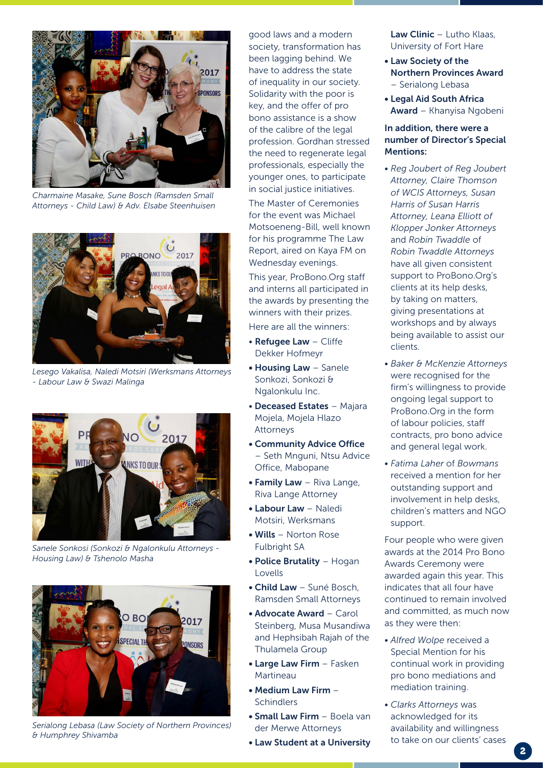*Charmaine Masake, Sune Bosch (Ramsden Small Attorneys - Child Law) & Adv. Elsabe Steenhuisen*

*Lesego Vakalisa, Naledi Motsiri (Werksmans Attorneys - Labour Law & Swazi Malinga*

*Sanele Sonkosi (Sonkozi & Ngalonkulu Attorneys - Housing Law) & Tshenolo Masha*

*Serialong Lebasa (Law Society of Northern Provinces) & Humphrey Shivamba*

good laws and a modern society, transformation has been lagging behind. We have to address the state of inequality in our society. Solidarity with the poor is key, and the offer of pro bono assistance is a show of the calibre of the legal profession. Gordhan stressed the need to regenerate legal professionals, especially the younger ones, to participate in social justice initiatives.

The Master of Ceremonies for the event was Michael Motsoeneng-Bill, well known for his programme The Law Report, aired on Kaya FM on Wednesday evenings.

This year, ProBono.Org staff and interns all participated in the awards by presenting the winners with their prizes.

Here are all the winners:

- **Refugee Law** – Cliffe Dekker Hofmeyr
- **Housing Law** – Sanele Sonkozi, Sonkozi & Ngalonkulu Inc.
- **Deceased Estates** – Majara Mojela, Mojela Hlazo Attorneys
- **Community Advice Office** – Seth Mnguni, Ntsu Advice Office, Mabopane
- **Family Law** – Riva Lange, Riva Lange Attorney
- **Labour Law** – Naledi Motsiri, Werksmans
- **Wills** – Norton Rose Fulbright SA
- **Police Brutality** – Hogan Lovells
- **Child Law** – Suné Bosch, Ramsden Small Attorneys
- **Advocate Award** – Carol Steinberg, Musa Musandiwa and Hephsibah Rajah of the Thulamela Group
- **Large Law Firm** – Fasken Martineau
- **Medium Law Firm** – Schindlers
- **Small Law Firm** – Boela van der Merwe Attorneys
- **Law Student at a University Law Clinic** – Lutho Klaas, University of Fort Hare
- **Law Society of the Northern Provinces Award** – Serialong Lebasa
- **Legal Aid South Africa Award** – Khanyisa Ngobeni

**In addition, there were a number of Director's Special Mentions:**

- *Reg Joubert of Reg Joubert Attorney, Claire Thomson of WCIS Attorneys, Susan Harris of Susan Harris Attorney, Leana Elliott of Klopper Jonker Attorneys* and *Robin Twaddle* of *Robin Twaddle Attorneys* have all given consistent support to ProBono.Org's clients at its help desks, by taking on matters, giving presentations at workshops and by always being available to assist our clients.
- *Baker & McKenzie Attorneys* were recognised for the firm's willingness to provide ongoing legal support to ProBono.Org in the form of labour policies, staff contracts, pro bono advice and general legal work.
- *Fatima Laher* of *Bowmans* received a mention for her outstanding support and involvement in help desks, children's matters and NGO support.

Four people who were given awards at the 2014 Pro Bono Awards Ceremony were awarded again this year. This indicates that all four have continued to remain involved and committed, as much now as they were then:

- *Alfred Wolpe* received a Special Mention for his continual work in providing pro bono mediations and mediation training.
- *Clarks Attorneys* was acknowledged for its availability and willingness to take on our clients' cases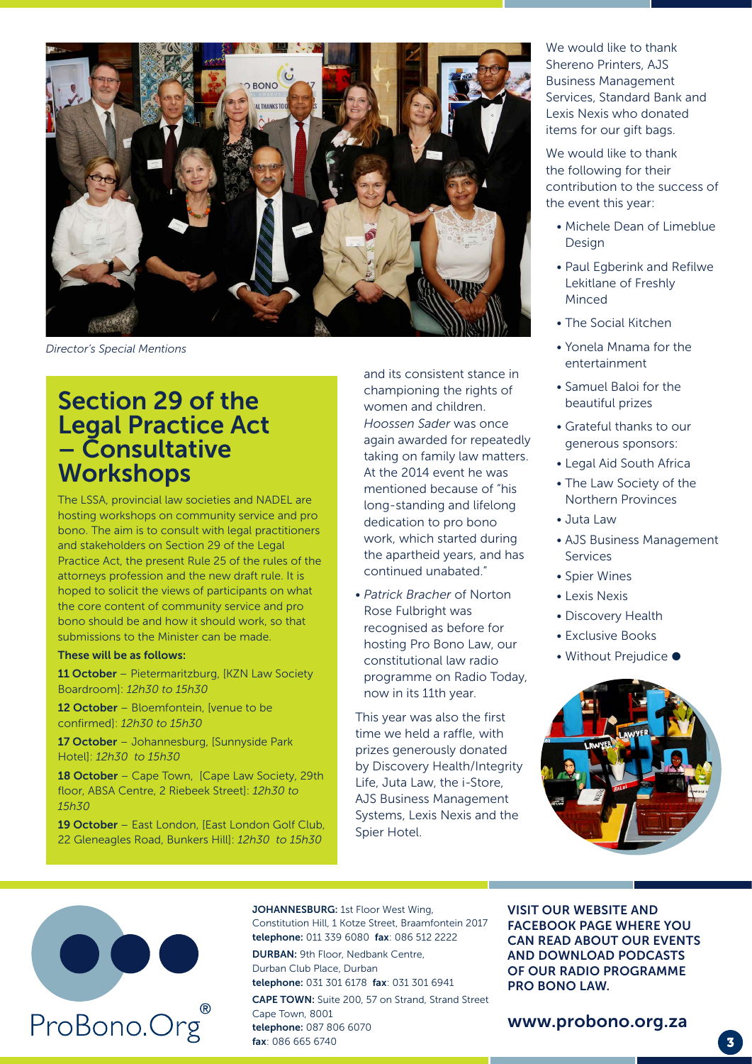*Director's Special Mentions*

## Section 29 of the Legal Practice Act – Consultative Workshops

The LSSA, provincial law societies and NADEL are hosting workshops on community service and pro bono. The aim is to consult with legal practitioners and stakeholders on Section 29 of the Legal Practice Act, the present Rule 25 of the rules of the attorneys profession and the new draft rule. It is hoped to solicit the views of participants on what the core content of community service and pro bono should be and how it should work, so that submissions to the Minister can be made.

**These will be as follows:**

**11 October** – Pietermaritzburg, [KZN Law Society Boardroom]: *12h30 to 15h30*

**12 October** – Bloemfontein, [venue to be confirmed]: *12h30 to 15h30*

**17 October** – Johannesburg, [Sunnyside Park Hotel]: *12h30 to 15h30*

**18 October** – Cape Town, [Cape Law Society, 29th floor, ABSA Centre, 2 Riebeek Street]: *12h30 to 15h30*

**19 October** – East London, [East London Golf Club, 22 Gleneagles Road, Bunkers Hill]: *12h30 to 15h30*

and its consistent stance in championing the rights of women and children. *Hoossen Sader* was once again awarded for repeatedly taking on family law matters. At the 2014 event he was mentioned because of "his long-standing and lifelong dedication to pro bono work, which started during the apartheid years, and has continued unabated."

- *Patrick Bracher* of Norton Rose Fulbright was recognised as before for hosting Pro Bono Law, our constitutional law radio programme on Radio Today, now in its 11th year.

This year was also the first time we held a raffle, with prizes generously donated by Discovery Health/Integrity Life, Juta Law, the i-Store, AJS Business Management Systems, Lexis Nexis and the Spier Hotel.

We would like to thank Shereno Printers, AJS Business Management Services, Standard Bank and Lexis Nexis who donated items for our gift bags.

We would like to thank the following for their contribution to the success of the event this year:

- Michele Dean of Limeblue Design
- Paul Egberink and Refilwe Lekitlane of Freshly Minced
- The Social Kitchen
- Yonela Mnama for the entertainment
- Samuel Baloi for the beautiful prizes
- Grateful thanks to our generous sponsors:
- Legal Aid South Africa
- The Law Society of the Northern Provinces
- Juta Law
- AJS Business Management Services
- Spier Wines
- Lexis Nexis
- Discovery Health
- Exclusive Books
- Without Prejudice ●

ProBono.Org®

**JOHANNESBURG:** 1st Floor West Wing, Constitution Hill, 1 Kotze Street, Braamfontein 2017
**telephone:** 011 339 6080 **fax**: 086 512 2222

**DURBAN:** 9th Floor, Nedbank Centre, Durban Club Place, Durban
**telephone:** 031 301 6178 **fax**: 031 301 6941

**CAPE TOWN:** Suite 200, 57 on Strand, Strand Street Cape Town, 8001
**telephone:** 087 806 6070
**fax**: 086 665 6740

**VISIT OUR WEBSITE AND FACEBOOK PAGE WHERE YOU CAN READ ABOUT OUR EVENTS AND DOWNLOAD PODCASTS OF OUR RADIO PROGRAMME PRO BONO LAW.**

**www.probono.org.za**